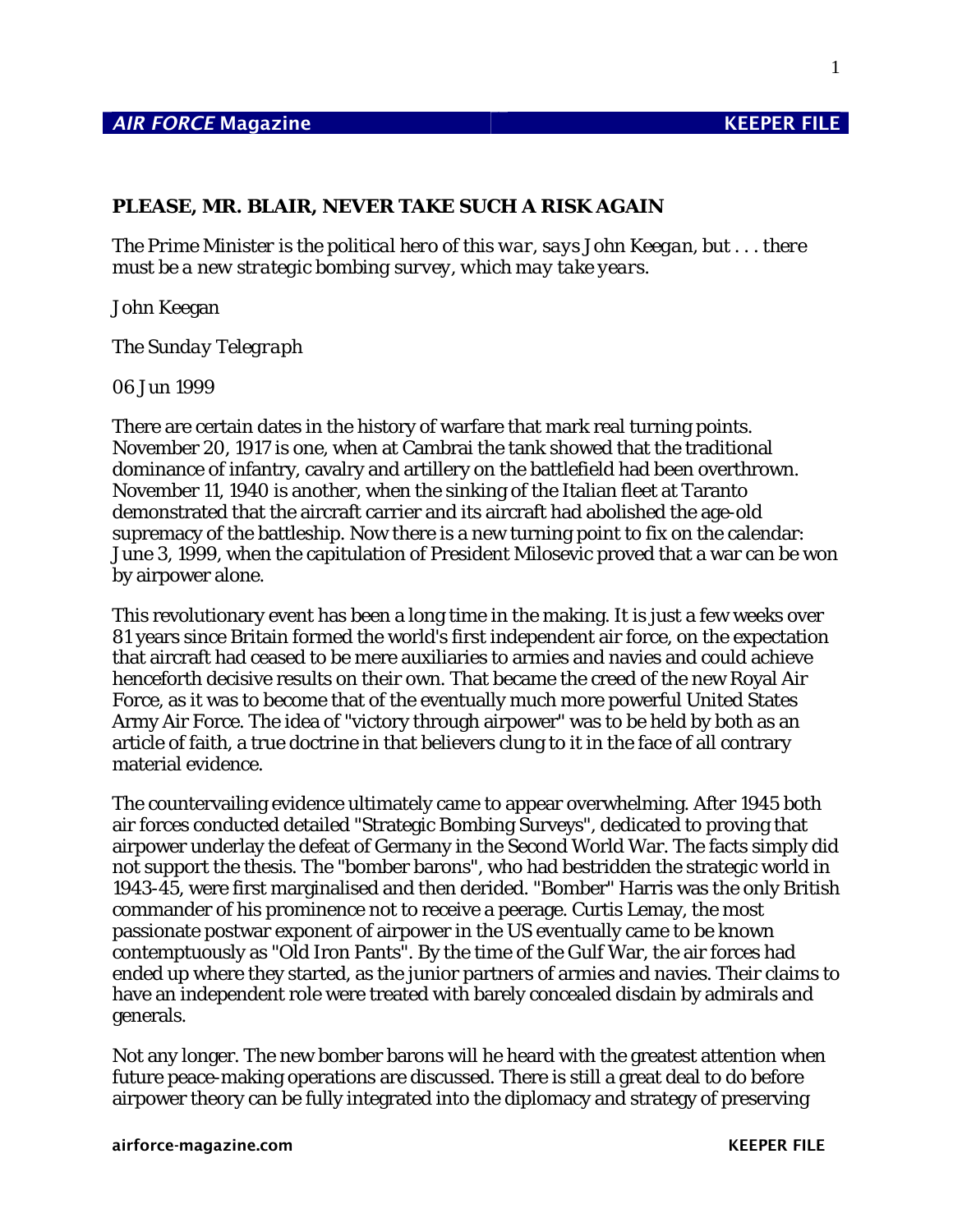# PLEASE, MR. BLAIR, NEVER TAKE SUCH A RISK AGAIN

*The Prime Minister is the political hero of this war, says John Keegan, but . . . there must be a new strategic bombing survey, which may take years.*

*John Keegan*

*The Sunday Telegraph*

*06 Jun 1999*

There are certain dates in the history of warfare that mark real turning points. November 20, 1917 is one, when at Cambrai the tank showed that the traditional dominance of infantry, cavalry and artillery on the battlefield had been overthrown. November 11, 1940 is another, when the sinking of the Italian fleet at Taranto demonstrated that the aircraft carrier and its aircraft had abolished the age-old supremacy of the battleship. Now there is a new turning point to fix on the calendar: June 3, 1999, when the capitulation of President Milosevic proved that a war can be won by airpower alone.

This revolutionary event has been a long time in the making. It is just a few weeks over 81 years since Britain formed the world's first independent air force, on the expectation that aircraft had ceased to be mere auxiliaries to armies and navies and could achieve henceforth decisive results on their own. That became the creed of the new Royal Air Force, as it was to become that of the eventually much more powerful United States Army Air Force. The idea of "victory through airpower" was to be held by both as an article of faith, a true doctrine in that believers clung to it in the face of all contrary material evidence.

The countervailing evidence ultimately came to appear overwhelming. After 1945 both air forces conducted detailed "Strategic Bombing Surveys", dedicated to proving that airpower underlay the defeat of Germany in the Second World War. The facts simply did not support the thesis. The "bomber barons", who had bestridden the strategic world in 1943-45, were first marginalised and then derided. "Bomber" Harris was the only British commander of his prominence not to receive a peerage. Curtis Lemay, the most passionate postwar exponent of airpower in the US eventually came to be known contemptuously as "Old Iron Pants". By the time of the Gulf War, the air forces had ended up where they started, as the junior partners of armies and navies. Their claims to have an independent role were treated with barely concealed disdain by admirals and generals.

Not any longer. The new bomber barons will he heard with the greatest attention when future peace-making operations are discussed. There is still a great deal to do before airpower theory can be fully integrated into the diplomacy and strategy of preserving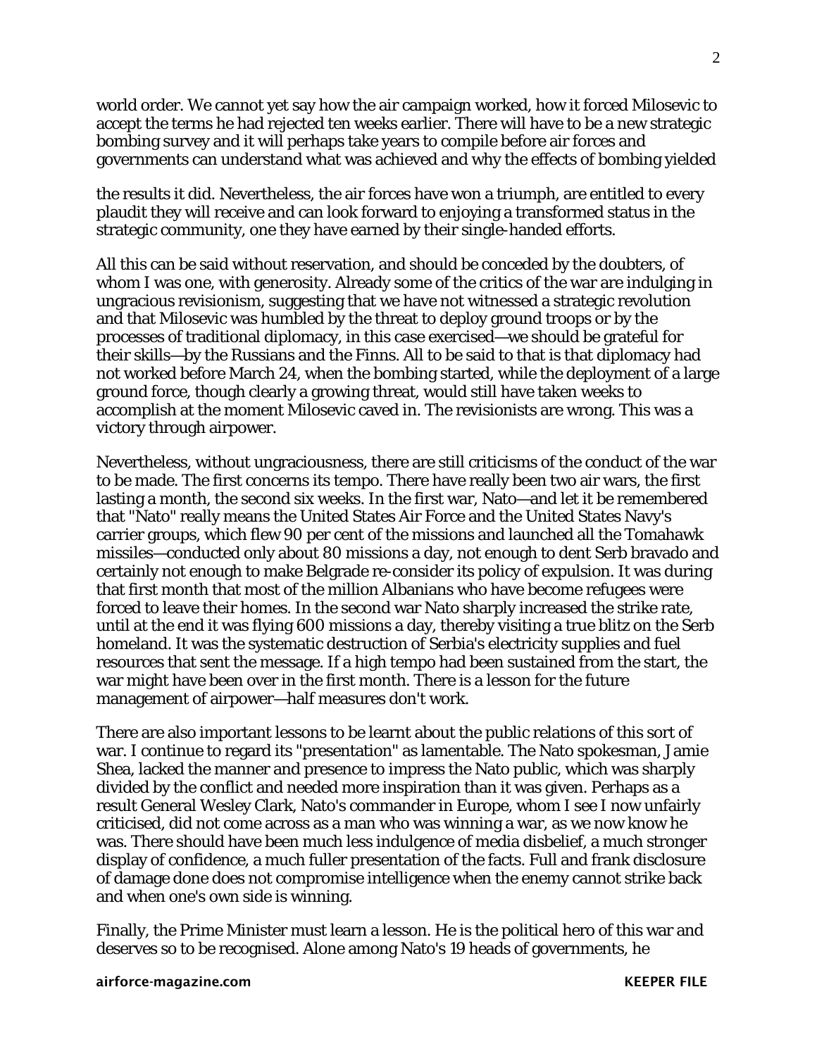world order. We cannot yet say how the air campaign worked, how it forced Milosevic to accept the terms he had rejected ten weeks earlier. There will have to be a new strategic bombing survey and it will perhaps take years to compile before air forces and governments can understand what was achieved and why the effects of bombing yielded the results it did. Nevertheless, the air forces have won a triumph, are entitled to every plaudit they will receive and can look forward to enjoying a transformed status in the strategic community, one they have earned by their single-handed efforts.

All this can be said without reservation, and should be conceded by the doubters, of whom I was one, with generosity. Already some of the critics of the war are indulging in ungracious revisionism, suggesting that we have not witnessed a strategic revolution and that Milosevic was humbled by the threat to deploy ground troops or by the processes of traditional diplomacy, in this case exercised—we should be grateful for their skills—by the Russians and the Finns. All to be said to that is that diplomacy had not worked before March 24, when the bombing started, while the deployment of a large ground force, though clearly a growing threat, would still have taken weeks to accomplish at the moment Milosevic caved in. The revisionists are wrong. This was a victory through airpower.

Nevertheless, without ungraciousness, there are still criticisms of the conduct of the war to be made. The first concerns its tempo. There have really been two air wars, the first lasting a month, the second six weeks. In the first war, Nato—and let it be remembered that "Nato" really means the United States Air Force and the United States Navy's carrier groups, which flew 90 per cent of the missions and launched all the Tomahawk missiles—conducted only about 80 missions a day, not enough to dent Serb bravado and certainly not enough to make Belgrade re-consider its policy of expulsion. It was during that first month that most of the million Albanians who have become refugees were forced to leave their homes. In the second war Nato sharply increased the strike rate, until at the end it was flying 600 missions a day, thereby visiting a true blitz on the Serb homeland. It was the systematic destruction of Serbia's electricity supplies and fuel resources that sent the message. If a high tempo had been sustained from the start, the war might have been over in the first month. There is a lesson for the future management of airpower—half measures don't work.

There are also important lessons to be learnt about the public relations of this sort of war. I continue to regard its "presentation" as lamentable. The Nato spokesman, Jamie Shea, lacked the manner and presence to impress the Nato public, which was sharply divided by the conflict and needed more inspiration than it was given. Perhaps as a result General Wesley Clark, Nato's commander in Europe, whom I see I now unfairly criticised, did not come across as a man who was winning a war, as we now know he was. There should have been much less indulgence of media disbelief, a much stronger display of confidence, a much fuller presentation of the facts. Full and frank disclosure of damage done does not compromise intelligence when the enemy cannot strike back and when one's own side is winning.

Finally, the Prime Minister must learn a lesson. He is the political hero of this war and deserves so to be recognised. Alone among Nato's 19 heads of governments, he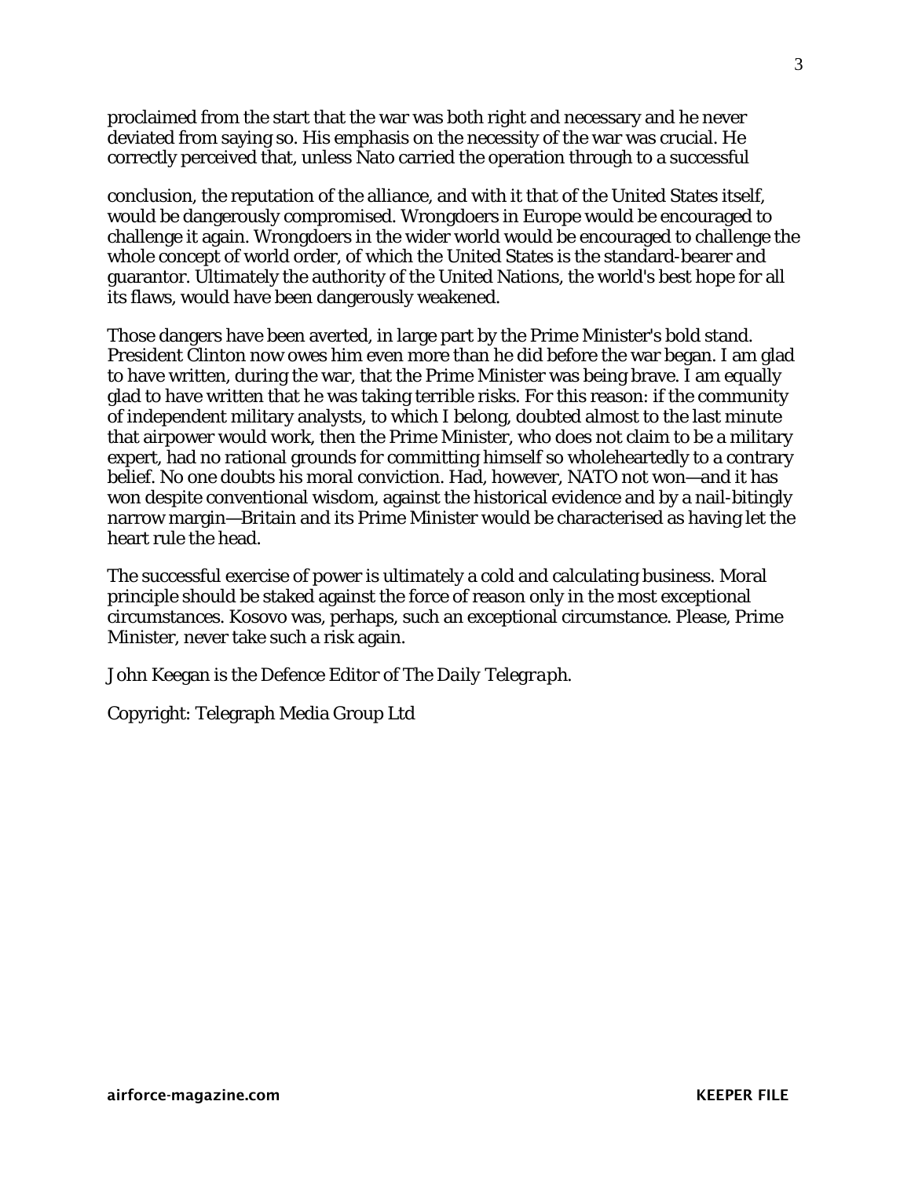proclaimed from the start that the war was both right and necessary and he never deviated from saying so. His emphasis on the necessity of the war was crucial. He correctly perceived that, unless Nato carried the operation through to a successful conclusion, the reputation of the alliance, and with it that of the United States itself, would be dangerously compromised. Wrongdoers in Europe would be encouraged to challenge it again. Wrongdoers in the wider world would be encouraged to challenge the whole concept of world order, of which the United States is the standard-bearer and guarantor. Ultimately the authority of the United Nations, the world's best hope for all its flaws, would have been dangerously weakened.

Those dangers have been averted, in large part by the Prime Minister's bold stand. President Clinton now owes him even more than he did before the war began. I am glad to have written, during the war, that the Prime Minister was being brave. I am equally glad to have written that he was taking terrible risks. For this reason: if the community of independent military analysts, to which I belong, doubted almost to the last minute that airpower would work, then the Prime Minister, who does not claim to be a military expert, had no rational grounds for committing himself so wholeheartedly to a contrary belief. No one doubts his moral conviction. Had, however, NATO not won—and it has won despite conventional wisdom, against the historical evidence and by a nail-bitingly narrow margin—Britain and its Prime Minister would be characterised as having let the heart rule the head.

The successful exercise of power is ultimately a cold and calculating business. Moral principle should be staked against the force of reason only in the most exceptional circumstances. Kosovo was, perhaps, such an exceptional circumstance. Please, Prime Minister, never take such a risk again.

John Keegan is the Defence Editor of *The Daily Telegraph*.

Copyright: Telegraph Media Group Ltd